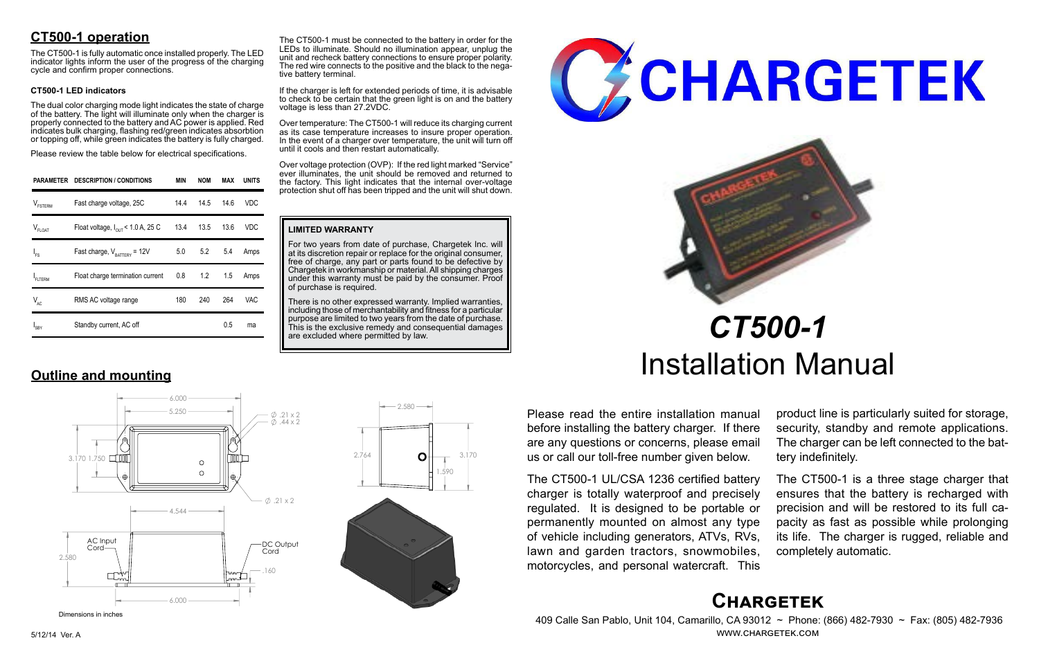## CT500-1 operation

The CT500-1 is fully automatic once installed properly. The LED indicator lights inform the user of the progress of the charging cycle and confirm proper connections.

### CT500-1 LED indicators

The dual color charging mode light indicates the state of charge of the battery. The light will illuminate only when the charger is properly connected to the battery and AC power is applied. Red indicates bulk charging, flashing red/green indicates absorbtion or topping off, while green indicates the battery is fully charged.

Please review the table below for electrical specifications.

| PARAMETER | DESCRIPTION / CONDITIONS | MIN | NOM | MAX | UNITS |
|---|---|---|---|---|---|
| $V_{FSTERM}$ | Fast charge voltage, 25C | 14.4 | 14.5 | 14.6 | VDC |
| $V_{FLOAT}$ | Float voltage, $I_{OUT}$ < 1.0 A, 25 C | 13.4 | 13.5 | 13.6 | VDC |
| $I_{FS}$ | Fast charge, $V_{BATTERY}$ = 12V | 5.0 | 5.2 | 5.4 | Amps |
| $I_{FLTERM}$ | Float charge termination current | 0.8 | 1.2 | 1.5 | Amps |
| $V_{AC}$ | RMS AC voltage range | 180 | 240 | 264 | VAC |
| $I_{SBY}$ | Standby current, AC off | | | 0.5 | ma |

The CT500-1 must be connected to the battery in order for the LEDs to illuminate. Should no illumination appear, unplug the unit and recheck battery connections to ensure proper polarity. The red wire connects to the positive and the black to the negative battery terminal.

If the charger is left for extended periods of time, it is advisable to check to be certain that the green light is on and the battery voltage is less than 27.2VDC.

Over temperature: The CT500-1 will reduce its charging current as its case temperature increases to insure proper operation. In the event of a charger over temperature, the unit will turn off until it cools and then restart automatically.

Over voltage protection (OVP): If the red light marked "Service" ever illuminates, the unit should be removed and returned to the factory. This light indicates that the internal over-voltage protection shut off has been tripped and the unit will shut down.

**LIMITED WARRANTY**

For two years from date of purchase, Chargetek Inc. will at its discretion repair or replace for the original consumer, free of charge, any part or parts found to be defective by Chargetek in workmanship or material. All shipping charges under this warranty must be paid by the consumer. Proof of purchase is required.

There is no other expressed warranty. Implied warranties, including those of merchantability and fitness for a particular purpose are limited to two years from the date of purchase. This is the exclusive remedy and consequential damages are excluded where permitted by law.

## Outline and mounting

6.000, 5.250, ∅ .21 x 2, ∅ .44 x 2, 3.170, 1.750, ∅ .21 x 2, 4.544, 2.580, AC Input Cord, DC Output Cord, .160, 6.000, 2.580, 2.764, 3.170, 1.590

Dimensions in inches

5/12/14 Ver. A

# CHARGETEK

# *CT500-1*
# Installation Manual

Please read the entire installation manual before installing the battery charger. If there are any questions or concerns, please email us or call our toll-free number given below.

The CT500-1 UL/CSA 1236 certified battery charger is totally waterproof and precisely regulated. It is designed to be portable or permanently mounted on almost any type of vehicle including generators, ATVs, RVs, lawn and garden tractors, snowmobiles, motorcycles, and personal watercraft. This product line is particularly suited for storage, security, standby and remote applications. The charger can be left connected to the battery indefinitely.

The CT500-1 is a three stage charger that ensures that the battery is recharged with precision and will be restored to its full capacity as fast as possible while prolonging its life. The charger is rugged, reliable and completely automatic.

## Chargetek

409 Calle San Pablo, Unit 104, Camarillo, CA 93012 ~ Phone: (866) 482-7930 ~ Fax: (805) 482-7936
WWW.CHARGETEK.COM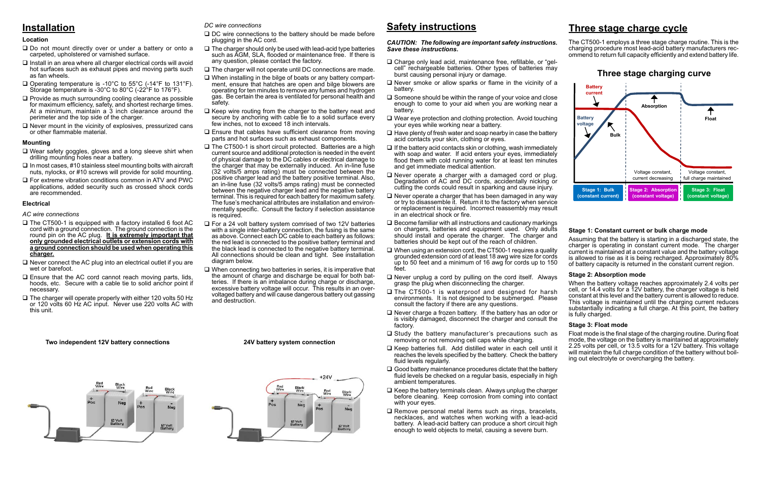## Installation

### Location

- ❑ Do not mount directly over or under a battery or onto a carpeted, upholstered or varnished surface.
- ❑ Install in an area where all charger electrical cords will avoid hot surfaces such as exhaust pipes and moving parts such as fan wheels.
- ❑ Operating temperature is -10°C to 55°C (-14°F to 131°F). Storage temperature is -30°C to 80°C (-22°F to 176°F).
- ❑ Provide as much surrounding cooling clearance as possible for maximum efficiency, safety, and shortest recharge times. At a minimum, maintain a 3 inch clearance around the perimeter and the top side of the charger.
- ❑ Never mount in the vicinity of explosives, pressurized cans or other flammable material.

### Mounting

- ❑ Wear safety goggles, gloves and a long sleeve shirt when drilling mounting holes near a battery.
- ❑ In most cases, #10 stainless steel mounting bolts with aircraft nuts, nylocks, or #10 screws will provide for solid mounting.
- ❑ For extreme vibration conditions common in ATV and PWC applications, added security such as crossed shock cords are recommended.

### Electrical

*AC wire connections*

- ❑ The CT500-1 is equipped with a factory installed 6 foot AC cord with a ground connection. The ground connection is the round pin on the AC plug. **It is extremely important that only grounded electrical outlets or extension cords with a ground connection should be used when operating this charger.**
- ❑ Never connect the AC plug into an electrical outlet if you are wet or barefoot.
- ❑ Ensure that the AC cord cannot reach moving parts, lids, hoods, etc. Secure with a cable tie to solid anchor point if necessary.
- ❑ The charger will operate properly with either 120 volts 50 Hz or 120 volts 60 Hz AC input. Never use 220 volts AC with this unit.

*DC wire connections*

- ❑ DC wire connections to the battery should be made before plugging in the AC cord.
- ❑ The charger should only be used with lead-acid type batteries such as AGM, SLA, flooded or maintenance free. If there is any question, please contact the factory.
- ❑ The charger will not operate until DC connections are made.
- ❑ When installing in the bilge of boats or any battery compartment, ensure that hatches are open and bilge blowers are operating for ten minutes to remove any fumes and hydrogen gas. Be certain the area is ventilated for personal health and safety.
- ❑ Keep wire routing from the charger to the battery neat and secure by anchoring with cable tie to a solid surface every few inches, not to exceed 18 inch intervals.
- ❑ Ensure that cables have sufficient clearance from moving parts and hot surfaces such as exhaust components.
- ❑ The CT500-1 is short circuit protected. Batteries are a high current source and additional protection is needed in the event of physical damage to the DC cables or electrical damage to the charger that may be externally induced. An in-line fuse (32 volts/5 amps rating) must be connected between the positive charger lead and the battery positive terminal. Also, an in-line fuse (32 volts/5 amps rating) must be connected between the negative charger lead and the negative battery terminal. This is required for each battery for maximum safety. The fuse's mechanical attributes are installation and environmentally specific. Consult the factory if selection assistance is required.
- ❑ For a 24 volt battery system comrised of two 12V batteries with a single inter-battery connection, the fusing is the same as above. Connect each DC cable to each battery as follows: the red lead is connected to the positive battery terminal and the black lead is connected to the negative battery terminal. All connections should be clean and tight. See installation diagram below.
- ❑ When connecting two batteries in series, it is imperative that the amount of charge and discharge be equal for both batteries. If there is an imbalance during charge or discharge, excessive battery voltage will occur. This results in an overvoltaged battery and will cause dangerous battery out gassing and destruction.

**Two independent 12V battery connections**

Red Wire
Black Wire
Red Wire
Black Wire
+ Pos
- Neg
+ Pos
- Neg
12 Volt Battery
12 Volt Battery

**24V battery system connection**

+24V
Red Wire
Black Wire
Red Wire
Black Wire
+ Pos
- Neg
+ Pos
- Neg
12 Volt Battery
12 Volt Battery

## Safety instructions

***CAUTION: The following are important safety instructions. Save these instructions.***

- ❑ Charge only lead acid, maintenance free, refillable, or "gel-cell" rechargeable batteries. Other types of batteries may burst causing personal injury or damage.
- ❑ Never smoke or allow sparks or flame in the vicinity of a battery.
- ❑ Someone should be within the range of your voice and close enough to come to your aid when you are working near a battery.
- ❑ Wear eye protection and clothing protection. Avoid touching your eyes while working near a battery.
- ❑ Have plenty of fresh water and soap nearby in case the battery acid contacts your skin, clothing or eyes.
- ❑ If the battery acid contacts skin or clothing, wash immediately with soap and water. If acid enters your eyes, immediately flood them with cold running water for at least ten minutes and get immediate medical attention.
- ❑ Never operate a charger with a damaged cord or plug. Degradation of AC and DC cords, accidentally nicking or cutting the cords could result in sparking and cause injury.
- ❑ Never operate a charger that has been damaged in any way or try to disassemble it. Return it to the factory when service or replacement is required. Incorrect reassembly may result in an electrical shock or fire.
- ❑ Become familiar with all instructions and cautionary markings on chargers, batteries and equipment used. Only adults should install and operate the charger. The charger and batteries should be kept out of the reach of children.
- ❑ When using an extension cord, the CT500-1 requires a quality grounded extension cord of at least 18 awg wire size for cords up to 50 feet and a minimum of 16 awg for cords up to 150 feet.
- ❑ Never unplug a cord by pulling on the cord itself. Always grasp the plug when disconnecting the charger.
- ❑ The CT500-1 is waterproof and designed for harsh environments. It is not designed to be submerged. Please consult the factory if there are any questions.
- ❑ Never charge a frozen battery. If the battery has an odor or is visibly damaged, disconnect the charger and consult the factory.
- ❑ Study the battery manufacturer's precautions such as removing or not removing cell caps while charging.
- ❑ Keep batteries full. Add distilled water in each cell until it reaches the levels specified by the battery. Check the battery fluid levels regularly.
- ❑ Good battery maintenance procedures dictate that the battery fluid levels be checked on a regular basis, especially in high ambient temperatures.
- ❑ Keep the battery terminals clean. Always unplug the charger before cleaning. Keep corrosion from coming into contact with your eyes.
- ❑ Remove personal metal items such as rings, bracelets, necklaces, and watches when working with a lead-acid battery. A lead-acid battery can produce a short circuit high enough to weld objects to metal, causing a severe burn.

## Three stage charge cycle

The CT500-1 employs a three stage charge routine. This is the charging procedure most lead-acid battery manufacturers recommend to return full capacity efficiently and extend battery life.

### Three stage charging curve

Battery current
Battery voltage
Bulk
Absorption
Float
Voltage constant, current decreasing
Voltage constant, full charge maintained
Stage 1: Bulk (constant current)
Stage 2: Absorption (constant voltage)
Stage 3: Float (constant voltage)

### Stage 1: Constant current or bulk charge mode

Assuming that the battery is starting in a discharged state, the charger is operating in constant current mode. The charger current is maintained at a constant value and the battery voltage is allowed to rise as it is being recharged. Approximately 80% of battery capacity is returned in the constant current region.

### Stage 2: Absorption mode

When the battery voltage reaches approximately 2.4 volts per cell, or 14.4 volts for a 12V battery, the charger voltage is held constant at this level and the battery current is allowed to reduce. This voltage is maintained until the charging current reduces substantially indicating a full charge. At this point, the battery is fully charged.

### Stage 3: Float mode

Float mode is the final stage of the charging routine. During float mode, the voltage on the battery is maintained at approximately 2.25 volts per cell, or 13.5 volts for a 12V battery. This voltage will maintain the full charge condition of the battery without boiling out electrolyte or overcharging the battery.